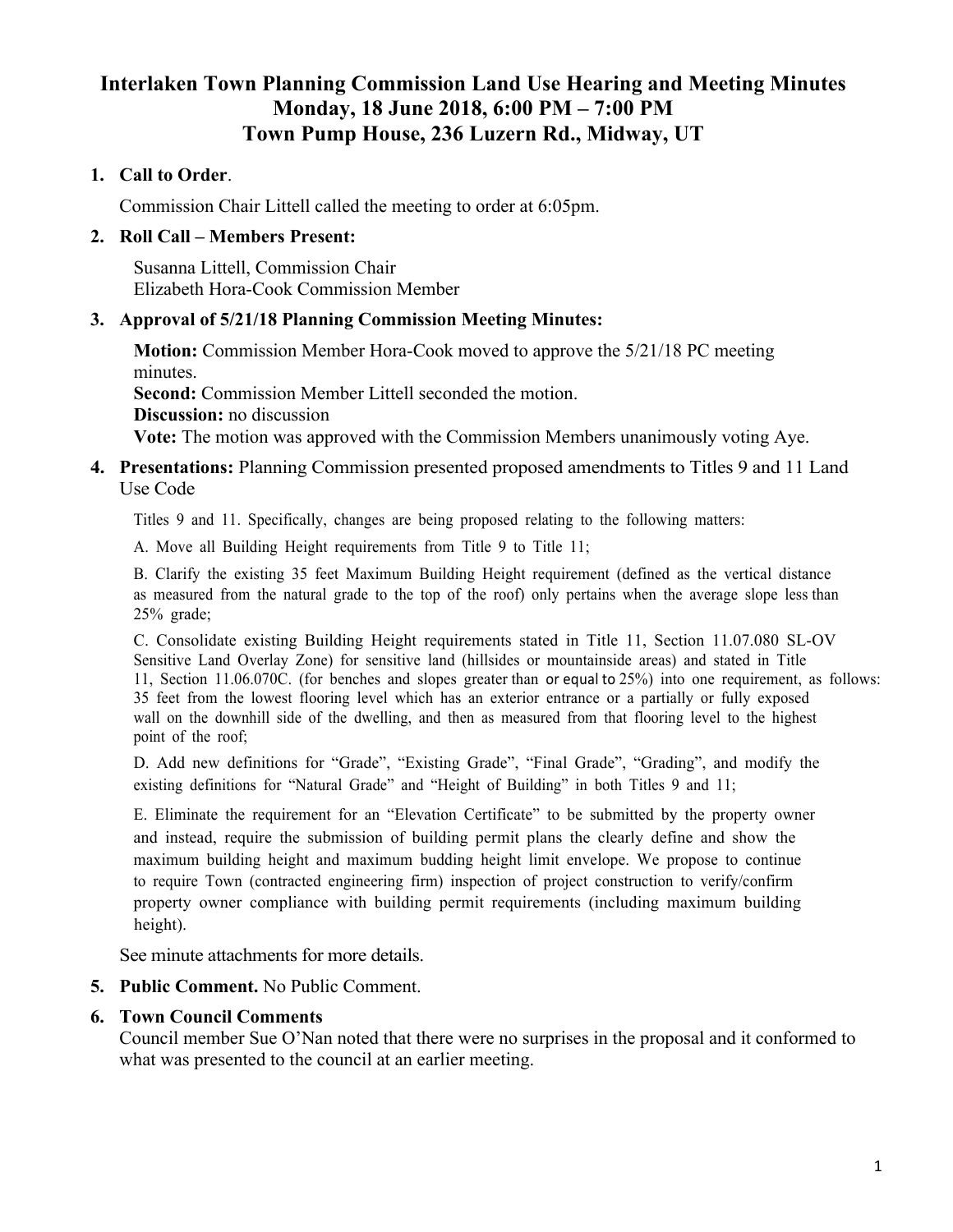# Interlaken Town Planning Commission Land Use Hearing and Meeting Minutes
## Monday, 18 June 2018, 6:00 PM – 7:00 PM
## Town Pump House, 236 Luzern Rd., Midway, UT

1. **Call to Order**.

   Commission Chair Littell called the meeting to order at 6:05pm.

2. **Roll Call – Members Present:**

   Susanna Littell, Commission Chair
   Elizabeth Hora-Cook Commission Member

3. **Approval of 5/21/18 Planning Commission Meeting Minutes:**

   **Motion:** Commission Member Hora-Cook moved to approve the 5/21/18 PC meeting minutes.
   **Second:** Commission Member Littell seconded the motion.
   **Discussion:** no discussion
   **Vote:** The motion was approved with the Commission Members unanimously voting Aye.

4. **Presentations:** Planning Commission presented proposed amendments to Titles 9 and 11 Land Use Code

   Titles 9 and 11. Specifically, changes are being proposed relating to the following matters:

   A. Move all Building Height requirements from Title 9 to Title 11;

   B. Clarify the existing 35 feet Maximum Building Height requirement (defined as the vertical distance as measured from the natural grade to the top of the roof) only pertains when the average slope less than 25% grade;

   C. Consolidate existing Building Height requirements stated in Title 11, Section 11.07.080 SL-OV Sensitive Land Overlay Zone) for sensitive land (hillsides or mountainside areas) and stated in Title 11, Section 11.06.070C. (for benches and slopes greater than or equal to 25%) into one requirement, as follows: 35 feet from the lowest flooring level which has an exterior entrance or a partially or fully exposed wall on the downhill side of the dwelling, and then as measured from that flooring level to the highest point of the roof;

   D. Add new definitions for "Grade", "Existing Grade", "Final Grade", "Grading", and modify the existing definitions for "Natural Grade" and "Height of Building" in both Titles 9 and 11;

   E. Eliminate the requirement for an "Elevation Certificate" to be submitted by the property owner and instead, require the submission of building permit plans the clearly define and show the maximum building height and maximum budding height limit envelope. We propose to continue to require Town (contracted engineering firm) inspection of project construction to verify/confirm property owner compliance with building permit requirements (including maximum building height).

   See minute attachments for more details.

5. **Public Comment.** No Public Comment.

6. **Town Council Comments**
   Council member Sue O'Nan noted that there were no surprises in the proposal and it conformed to what was presented to the council at an earlier meeting.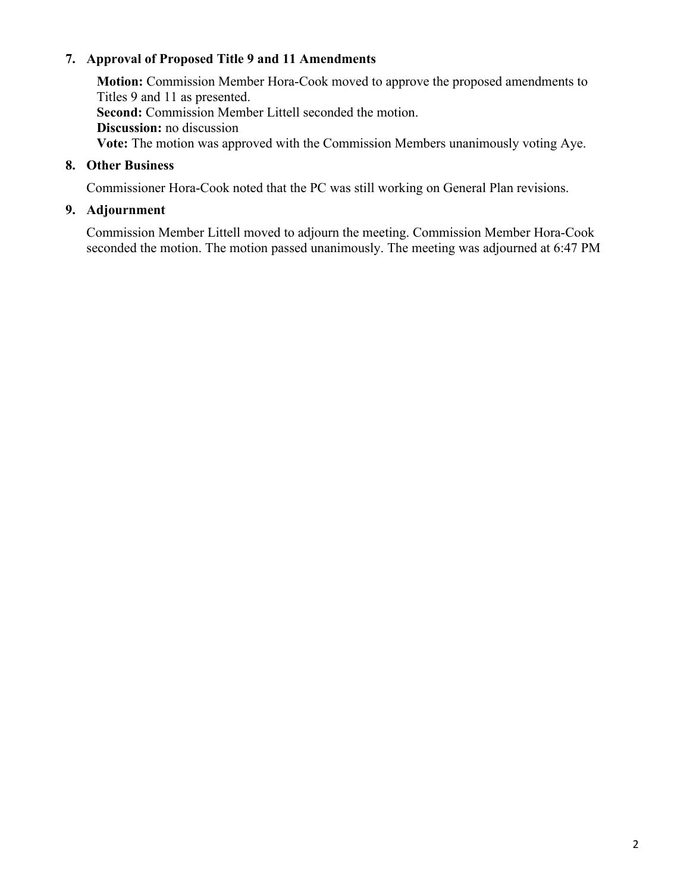## 7. Approval of Proposed Title 9 and 11 Amendments

**Motion:** Commission Member Hora-Cook moved to approve the proposed amendments to Titles 9 and 11 as presented.
**Second:** Commission Member Littell seconded the motion.
**Discussion:** no discussion
**Vote:** The motion was approved with the Commission Members unanimously voting Aye.

## 8. Other Business

Commissioner Hora-Cook noted that the PC was still working on General Plan revisions.

## 9. Adjournment

Commission Member Littell moved to adjourn the meeting. Commission Member Hora-Cook seconded the motion. The motion passed unanimously. The meeting was adjourned at 6:47 PM